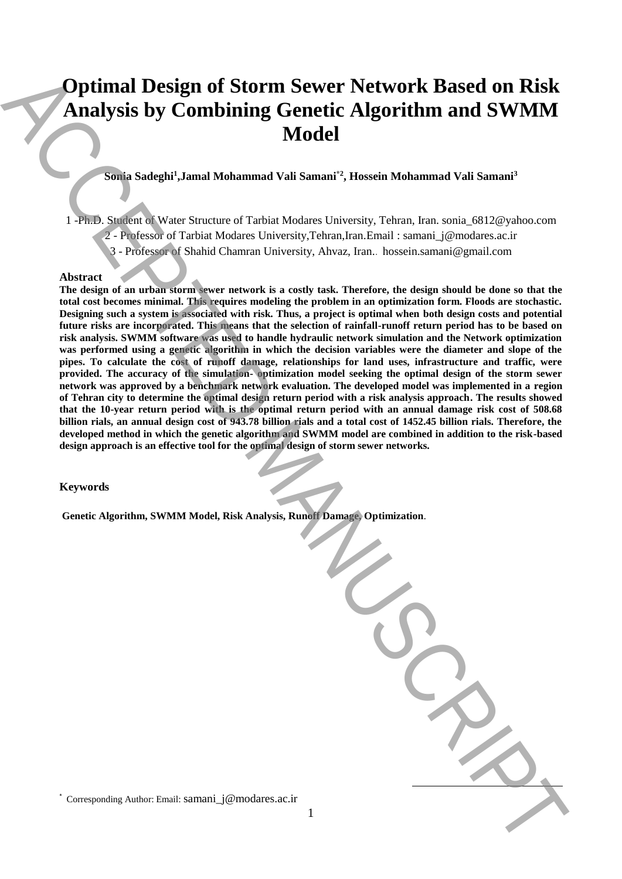# Optimal Design of Storm Sewer Network Based on Risk Analysis by Combining Genetic Algorithm and SWMM Model

**Sonia Sadeghi[1], Jamal Mohammad Vali Samani[*2], Hossein Mohammad Vali Samani[3]**

1 -Ph.D. Student of Water Structure of Tarbiat Modares University, Tehran, Iran. sonia_6812@yahoo.com

2 - Professor of Tarbiat Modares University,Tehran,Iran.Email : samani_j@modares.ac.ir

3 - Professor of Shahid Chamran University, Ahvaz, Iran.. hossein.samani@gmail.com

## Abstract

**The design of an urban storm sewer network is a costly task. Therefore, the design should be done so that the total cost becomes minimal. This requires modeling the problem in an optimization form. Floods are stochastic. Designing such a system is associated with risk. Thus, a project is optimal when both design costs and potential future risks are incorporated. This means that the selection of rainfall-runoff return period has to be based on risk analysis. SWMM software was used to handle hydraulic network simulation and the Network optimization was performed using a genetic algorithm in which the decision variables were the diameter and slope of the pipes. To calculate the cost of runoff damage, relationships for land uses, infrastructure and traffic, were provided. The accuracy of the simulation- optimization model seeking the optimal design of the storm sewer network was approved by a benchmark network evaluation. The developed model was implemented in a region of Tehran city to determine the optimal design return period with a risk analysis approach. The results showed that the 10-year return period with is the optimal return period with an annual damage risk cost of 508.68 billion rials, an annual design cost of 943.78 billion rials and a total cost of 1452.45 billion rials. Therefore, the developed method in which the genetic algorithm and SWMM model are combined in addition to the risk-based design approach is an effective tool for the optimal design of storm sewer networks.**

## Keywords

**Genetic Algorithm, SWMM Model, Risk Analysis, Runoff Damage, Optimization**.

[*] Corresponding Author: Email: samani_j@modares.ac.ir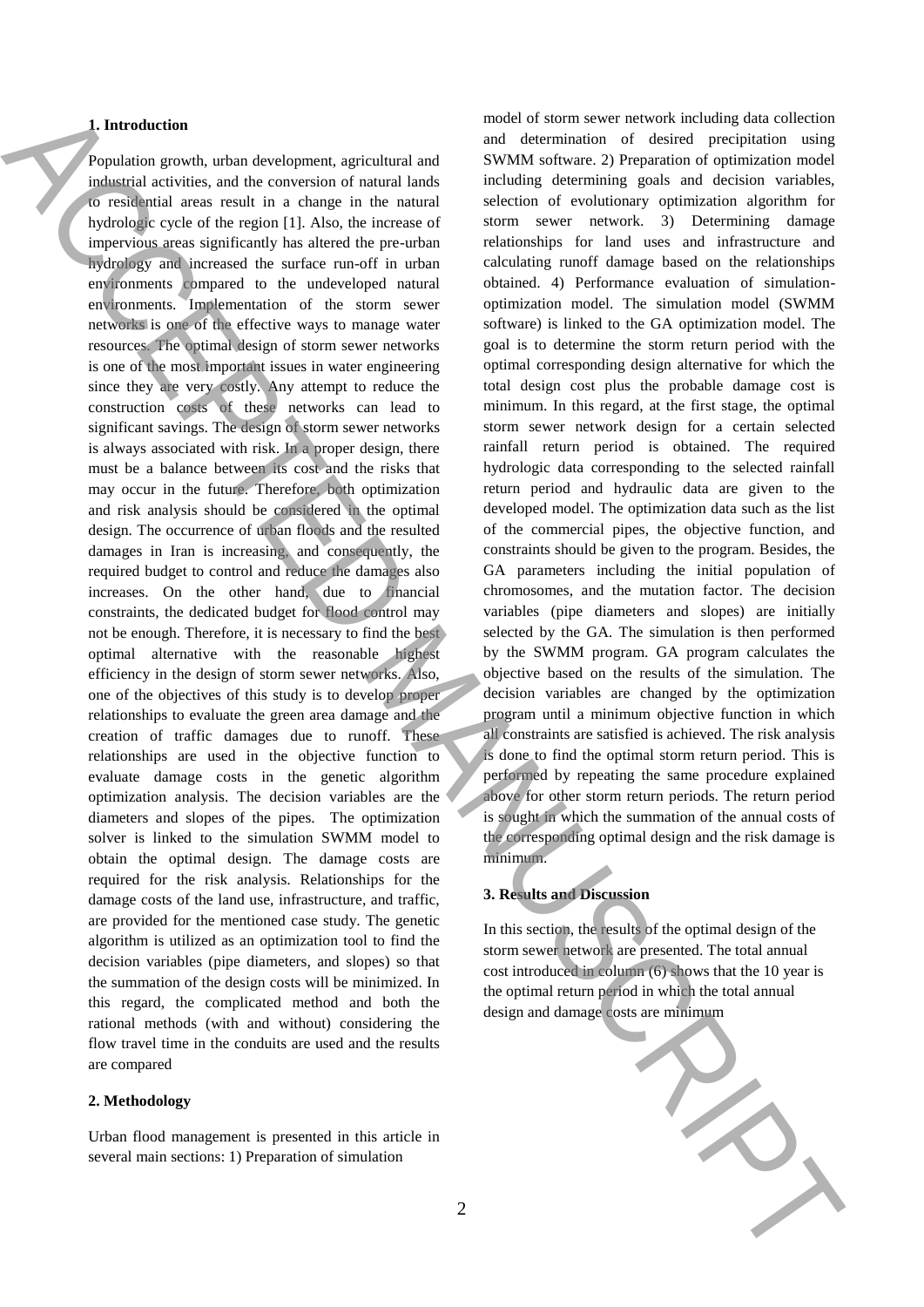## 1. Introduction

Population growth, urban development, agricultural and industrial activities, and the conversion of natural lands to residential areas result in a change in the natural hydrologic cycle of the region [1]. Also, the increase of impervious areas significantly has altered the pre-urban hydrology and increased the surface run-off in urban environments compared to the undeveloped natural environments. Implementation of the storm sewer networks is one of the effective ways to manage water resources. The optimal design of storm sewer networks is one of the most important issues in water engineering since they are very costly. Any attempt to reduce the construction costs of these networks can lead to significant savings. The design of storm sewer networks is always associated with risk. In a proper design, there must be a balance between its cost and the risks that may occur in the future. Therefore, both optimization and risk analysis should be considered in the optimal design. The occurrence of urban floods and the resulted damages in Iran is increasing, and consequently, the required budget to control and reduce the damages also increases. On the other hand, due to financial constraints, the dedicated budget for flood control may not be enough. Therefore, it is necessary to find the best optimal alternative with the reasonable highest efficiency in the design of storm sewer networks. Also, one of the objectives of this study is to develop proper relationships to evaluate the green area damage and the creation of traffic damages due to runoff. These relationships are used in the objective function to evaluate damage costs in the genetic algorithm optimization analysis. The decision variables are the diameters and slopes of the pipes. The optimization solver is linked to the simulation SWMM model to obtain the optimal design. The damage costs are required for the risk analysis. Relationships for the damage costs of the land use, infrastructure, and traffic, are provided for the mentioned case study. The genetic algorithm is utilized as an optimization tool to find the decision variables (pipe diameters, and slopes) so that the summation of the design costs will be minimized. In this regard, the complicated method and both the rational methods (with and without) considering the flow travel time in the conduits are used and the results are compared

## 2. Methodology

Urban flood management is presented in this article in several main sections: 1) Preparation of simulation model of storm sewer network including data collection and determination of desired precipitation using SWMM software. 2) Preparation of optimization model including determining goals and decision variables, selection of evolutionary optimization algorithm for storm sewer network. 3) Determining damage relationships for land uses and infrastructure and calculating runoff damage based on the relationships obtained. 4) Performance evaluation of simulation-optimization model. The simulation model (SWMM software) is linked to the GA optimization model. The goal is to determine the storm return period with the optimal corresponding design alternative for which the total design cost plus the probable damage cost is minimum. In this regard, at the first stage, the optimal storm sewer network design for a certain selected rainfall return period is obtained. The required hydrologic data corresponding to the selected rainfall return period and hydraulic data are given to the developed model. The optimization data such as the list of the commercial pipes, the objective function, and constraints should be given to the program. Besides, the GA parameters including the initial population of chromosomes, and the mutation factor. The decision variables (pipe diameters and slopes) are initially selected by the GA. The simulation is then performed by the SWMM program. GA program calculates the objective based on the results of the simulation. The decision variables are changed by the optimization program until a minimum objective function in which all constraints are satisfied is achieved. The risk analysis is done to find the optimal storm return period. This is performed by repeating the same procedure explained above for other storm return periods. The return period is sought in which the summation of the annual costs of the corresponding optimal design and the risk damage is minimum.

## 3. Results and Discussion

In this section, the results of the optimal design of the storm sewer network are presented. The total annual cost introduced in column (6) shows that the 10 year is the optimal return period in which the total annual design and damage costs are minimum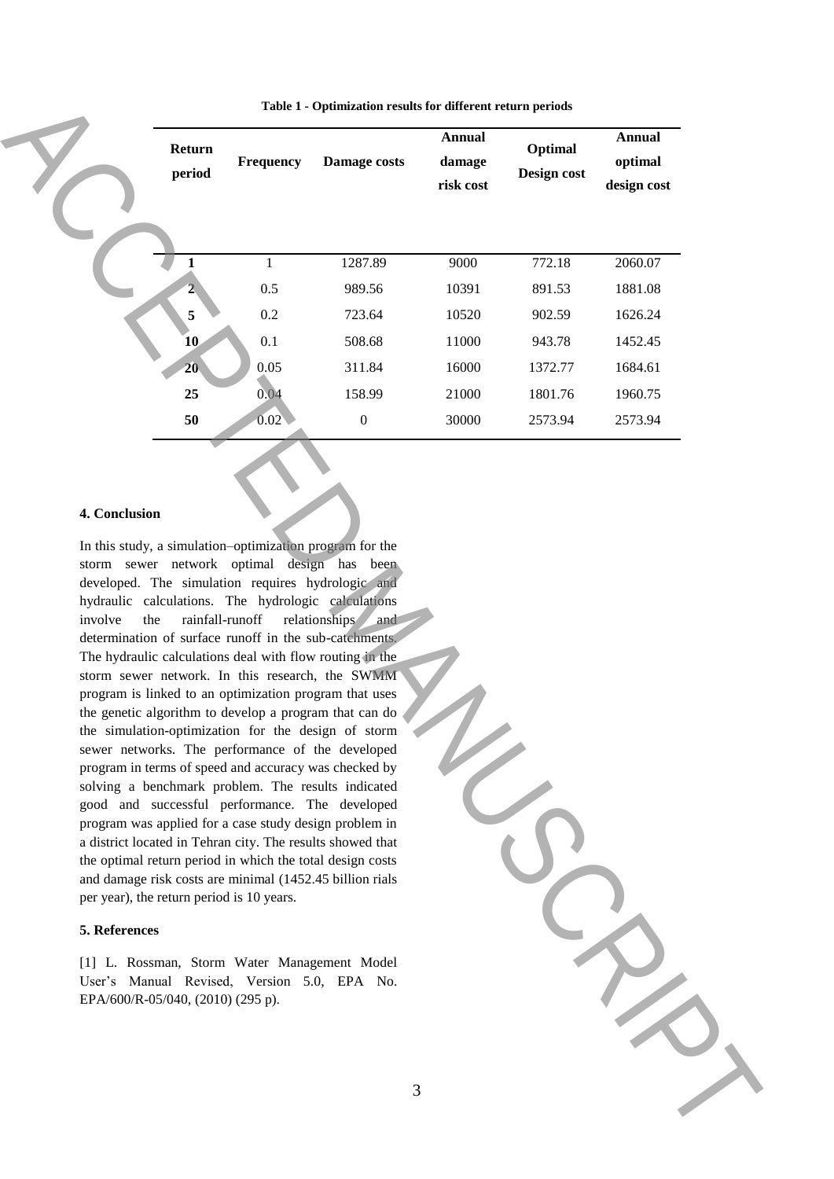**Table 1 - Optimization results for different return periods**

| Return period | Frequency | Damage costs | Annual damage risk cost | Optimal Design cost | Annual optimal design cost |
|---|---|---|---|---|---|
| **1** | 1 | 1287.89 | 9000 | 772.18 | 2060.07 |
| **2** | 0.5 | 989.56 | 10391 | 891.53 | 1881.08 |
| **5** | 0.2 | 723.64 | 10520 | 902.59 | 1626.24 |
| **10** | 0.1 | 508.68 | 11000 | 943.78 | 1452.45 |
| **20** | 0.05 | 311.84 | 16000 | 1372.77 | 1684.61 |
| **25** | 0.04 | 158.99 | 21000 | 1801.76 | 1960.75 |
| **50** | 0.02 | 0 | 30000 | 2573.94 | 2573.94 |

## 4. Conclusion

In this study, a simulation–optimization program for the storm sewer network optimal design has been developed. The simulation requires hydrologic and hydraulic calculations. The hydrologic calculations involve the rainfall-runoff relationships and determination of surface runoff in the sub-catchments. The hydraulic calculations deal with flow routing in the storm sewer network. In this research, the SWMM program is linked to an optimization program that uses the genetic algorithm to develop a program that can do the simulation-optimization for the design of storm sewer networks. The performance of the developed program in terms of speed and accuracy was checked by solving a benchmark problem. The results indicated good and successful performance. The developed program was applied for a case study design problem in a district located in Tehran city. The results showed that the optimal return period in which the total design costs and damage risk costs are minimal (1452.45 billion rials per year), the return period is 10 years.

## 5. References

[1] L. Rossman, Storm Water Management Model User's Manual Revised, Version 5.0, EPA No. EPA/600/R-05/040, (2010) (295 p).